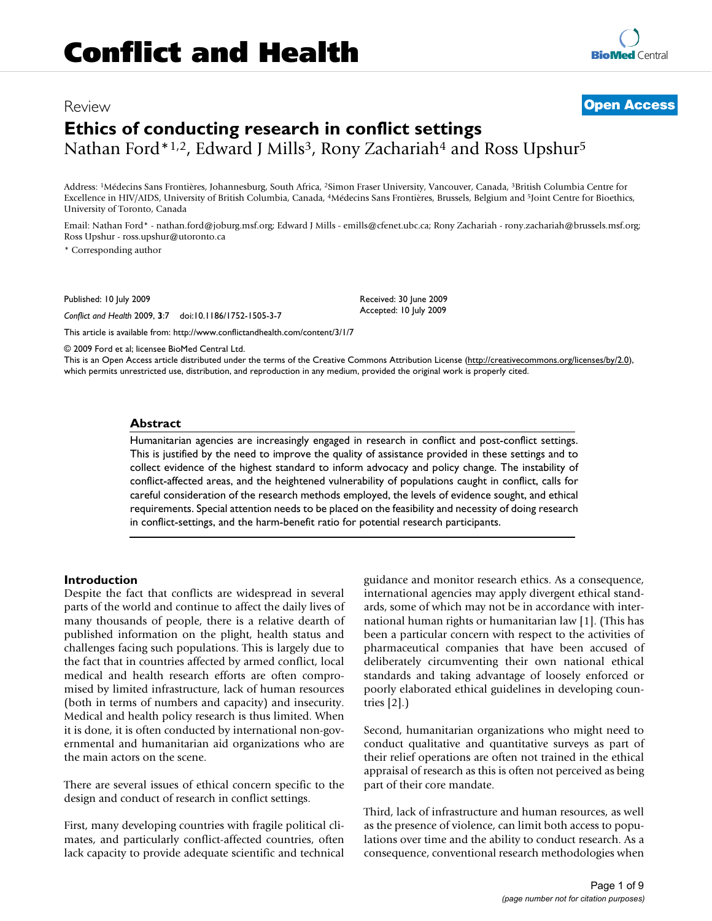# Conflict and Health

Review

**Open Access**

# Ethics of conducting research in conflict settings

Nathan Ford*[1,2], Edward J Mills[3], Rony Zachariah[4] and Ross Upshur[5]

Address: [1]Médecins Sans Frontières, Johannesburg, South Africa, [2]Simon Fraser University, Vancouver, Canada, [3]British Columbia Centre for Excellence in HIV/AIDS, University of British Columbia, Canada, [4]Médecins Sans Frontières, Brussels, Belgium and [5]Joint Centre for Bioethics, University of Toronto, Canada

Email: Nathan Ford* - nathan.ford@joburg.msf.org; Edward J Mills - emills@cfenet.ubc.ca; Rony Zachariah - rony.zachariah@brussels.msf.org; Ross Upshur - ross.upshur@utoronto.ca

* Corresponding author

Published: 10 July 2009

*Conflict and Health* 2009, **3**:7 doi:10.1186/1752-1505-3-7

Received: 30 June 2009
Accepted: 10 July 2009

This article is available from: http://www.conflictandhealth.com/content/3/1/7

© 2009 Ford et al; licensee BioMed Central Ltd.
This is an Open Access article distributed under the terms of the Creative Commons Attribution License (http://creativecommons.org/licenses/by/2.0), which permits unrestricted use, distribution, and reproduction in any medium, provided the original work is properly cited.

## Abstract

Humanitarian agencies are increasingly engaged in research in conflict and post-conflict settings. This is justified by the need to improve the quality of assistance provided in these settings and to collect evidence of the highest standard to inform advocacy and policy change. The instability of conflict-affected areas, and the heightened vulnerability of populations caught in conflict, calls for careful consideration of the research methods employed, the levels of evidence sought, and ethical requirements. Special attention needs to be placed on the feasibility and necessity of doing research in conflict-settings, and the harm-benefit ratio for potential research participants.

## Introduction

Despite the fact that conflicts are widespread in several parts of the world and continue to affect the daily lives of many thousands of people, there is a relative dearth of published information on the plight, health status and challenges facing such populations. This is largely due to the fact that in countries affected by armed conflict, local medical and health research efforts are often compromised by limited infrastructure, lack of human resources (both in terms of numbers and capacity) and insecurity. Medical and health policy research is thus limited. When it is done, it is often conducted by international non-governmental and humanitarian aid organizations who are the main actors on the scene.

There are several issues of ethical concern specific to the design and conduct of research in conflict settings.

First, many developing countries with fragile political climates, and particularly conflict-affected countries, often lack capacity to provide adequate scientific and technical guidance and monitor research ethics. As a consequence, international agencies may apply divergent ethical standards, some of which may not be in accordance with international human rights or humanitarian law [1]. (This has been a particular concern with respect to the activities of pharmaceutical companies that have been accused of deliberately circumventing their own national ethical standards and taking advantage of loosely enforced or poorly elaborated ethical guidelines in developing countries [2].)

Second, humanitarian organizations who might need to conduct qualitative and quantitative surveys as part of their relief operations are often not trained in the ethical appraisal of research as this is often not perceived as being part of their core mandate.

Third, lack of infrastructure and human resources, as well as the presence of violence, can limit both access to populations over time and the ability to conduct research. As a consequence, conventional research methodologies when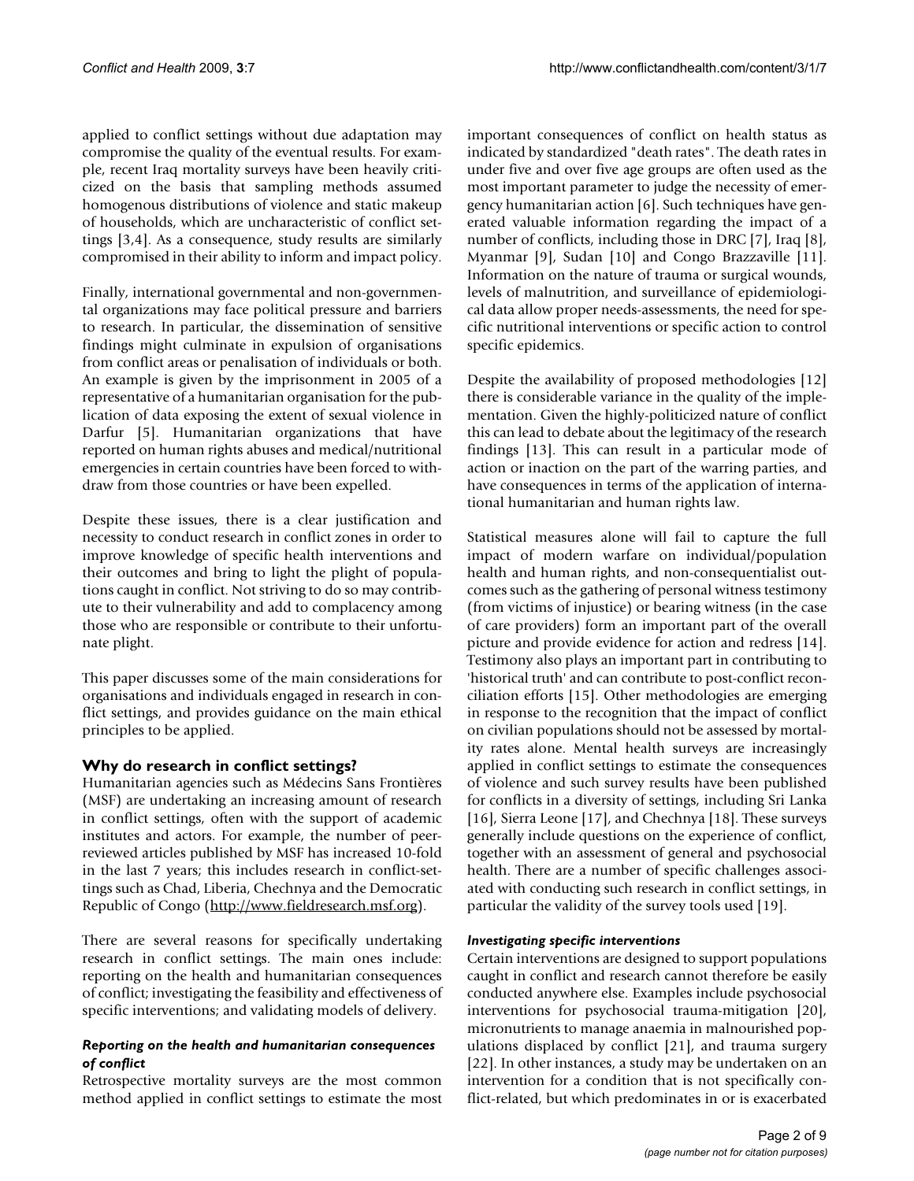applied to conflict settings without due adaptation may compromise the quality of the eventual results. For example, recent Iraq mortality surveys have been heavily criticized on the basis that sampling methods assumed homogenous distributions of violence and static makeup of households, which are uncharacteristic of conflict settings [3,4]. As a consequence, study results are similarly compromised in their ability to inform and impact policy.

Finally, international governmental and non-governmental organizations may face political pressure and barriers to research. In particular, the dissemination of sensitive findings might culminate in expulsion of organisations from conflict areas or penalisation of individuals or both. An example is given by the imprisonment in 2005 of a representative of a humanitarian organisation for the publication of data exposing the extent of sexual violence in Darfur [5]. Humanitarian organizations that have reported on human rights abuses and medical/nutritional emergencies in certain countries have been forced to withdraw from those countries or have been expelled.

Despite these issues, there is a clear justification and necessity to conduct research in conflict zones in order to improve knowledge of specific health interventions and their outcomes and bring to light the plight of populations caught in conflict. Not striving to do so may contribute to their vulnerability and add to complacency among those who are responsible or contribute to their unfortunate plight.

This paper discusses some of the main considerations for organisations and individuals engaged in research in conflict settings, and provides guidance on the main ethical principles to be applied.

## Why do research in conflict settings?

Humanitarian agencies such as Médecins Sans Frontières (MSF) are undertaking an increasing amount of research in conflict settings, often with the support of academic institutes and actors. For example, the number of peer-reviewed articles published by MSF has increased 10-fold in the last 7 years; this includes research in conflict-settings such as Chad, Liberia, Chechnya and the Democratic Republic of Congo (http://www.fieldresearch.msf.org).

There are several reasons for specifically undertaking research in conflict settings. The main ones include: reporting on the health and humanitarian consequences of conflict; investigating the feasibility and effectiveness of specific interventions; and validating models of delivery.

### *Reporting on the health and humanitarian consequences of conflict*

Retrospective mortality surveys are the most common method applied in conflict settings to estimate the most important consequences of conflict on health status as indicated by standardized "death rates". The death rates in under five and over five age groups are often used as the most important parameter to judge the necessity of emergency humanitarian action [6]. Such techniques have generated valuable information regarding the impact of a number of conflicts, including those in DRC [7], Iraq [8], Myanmar [9], Sudan [10] and Congo Brazzaville [11]. Information on the nature of trauma or surgical wounds, levels of malnutrition, and surveillance of epidemiological data allow proper needs-assessments, the need for specific nutritional interventions or specific action to control specific epidemics.

Despite the availability of proposed methodologies [12] there is considerable variance in the quality of the implementation. Given the highly-politicized nature of conflict this can lead to debate about the legitimacy of the research findings [13]. This can result in a particular mode of action or inaction on the part of the warring parties, and have consequences in terms of the application of international humanitarian and human rights law.

Statistical measures alone will fail to capture the full impact of modern warfare on individual/population health and human rights, and non-consequentialist outcomes such as the gathering of personal witness testimony (from victims of injustice) or bearing witness (in the case of care providers) form an important part of the overall picture and provide evidence for action and redress [14]. Testimony also plays an important part in contributing to 'historical truth' and can contribute to post-conflict reconciliation efforts [15]. Other methodologies are emerging in response to the recognition that the impact of conflict on civilian populations should not be assessed by mortality rates alone. Mental health surveys are increasingly applied in conflict settings to estimate the consequences of violence and such survey results have been published for conflicts in a diversity of settings, including Sri Lanka [16], Sierra Leone [17], and Chechnya [18]. These surveys generally include questions on the experience of conflict, together with an assessment of general and psychosocial health. There are a number of specific challenges associated with conducting such research in conflict settings, in particular the validity of the survey tools used [19].

### *Investigating specific interventions*

Certain interventions are designed to support populations caught in conflict and research cannot therefore be easily conducted anywhere else. Examples include psychosocial interventions for psychosocial trauma-mitigation [20], micronutrients to manage anaemia in malnourished populations displaced by conflict [21], and trauma surgery [22]. In other instances, a study may be undertaken on an intervention for a condition that is not specifically conflict-related, but which predominates in or is exacerbated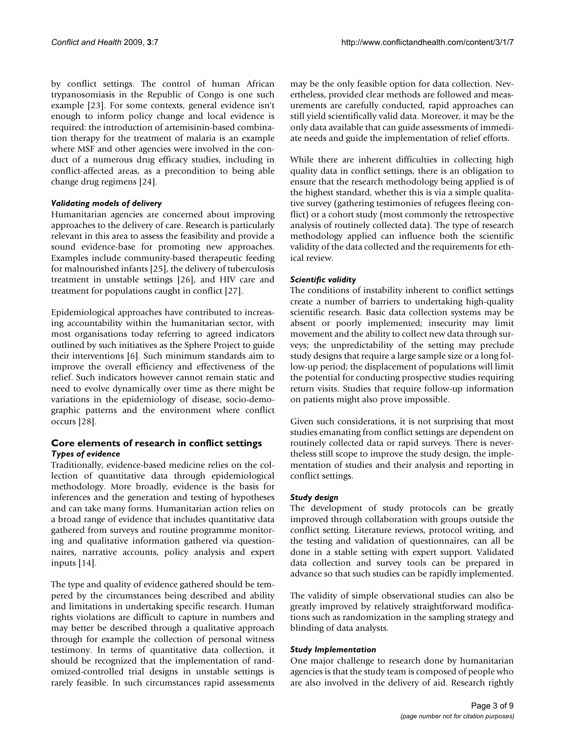by conflict settings. The control of human African trypanosomiasis in the Republic of Congo is one such example [23]. For some contexts, general evidence isn't enough to inform policy change and local evidence is required: the introduction of artemisinin-based combination therapy for the treatment of malaria is an example where MSF and other agencies were involved in the conduct of a numerous drug efficacy studies, including in conflict-affected areas, as a precondition to being able change drug regimens [24].

### *Validating models of delivery*

Humanitarian agencies are concerned about improving approaches to the delivery of care. Research is particularly relevant in this area to assess the feasibility and provide a sound evidence-base for promoting new approaches. Examples include community-based therapeutic feeding for malnourished infants [25], the delivery of tuberculosis treatment in unstable settings [26], and HIV care and treatment for populations caught in conflict [27].

Epidemiological approaches have contributed to increasing accountability within the humanitarian sector, with most organisations today referring to agreed indicators outlined by such initiatives as the Sphere Project to guide their interventions [6]. Such minimum standards aim to improve the overall efficiency and effectiveness of the relief. Such indicators however cannot remain static and need to evolve dynamically over time as there might be variations in the epidemiology of disease, socio-demographic patterns and the environment where conflict occurs [28].

## Core elements of research in conflict settings

### *Types of evidence*

Traditionally, evidence-based medicine relies on the collection of quantitative data through epidemiological methodology. More broadly, evidence is the basis for inferences and the generation and testing of hypotheses and can take many forms. Humanitarian action relies on a broad range of evidence that includes quantitative data gathered from surveys and routine programme monitoring and qualitative information gathered via questionnaires, narrative accounts, policy analysis and expert inputs [14].

The type and quality of evidence gathered should be tempered by the circumstances being described and ability and limitations in undertaking specific research. Human rights violations are difficult to capture in numbers and may better be described through a qualitative approach through for example the collection of personal witness testimony. In terms of quantitative data collection, it should be recognized that the implementation of randomized-controlled trial designs in unstable settings is rarely feasible. In such circumstances rapid assessments may be the only feasible option for data collection. Nevertheless, provided clear methods are followed and measurements are carefully conducted, rapid approaches can still yield scientifically valid data. Moreover, it may be the only data available that can guide assessments of immediate needs and guide the implementation of relief efforts.

While there are inherent difficulties in collecting high quality data in conflict settings, there is an obligation to ensure that the research methodology being applied is of the highest standard, whether this is via a simple qualitative survey (gathering testimonies of refugees fleeing conflict) or a cohort study (most commonly the retrospective analysis of routinely collected data). The type of research methodology applied can influence both the scientific validity of the data collected and the requirements for ethical review.

### *Scientific validity*

The conditions of instability inherent to conflict settings create a number of barriers to undertaking high-quality scientific research. Basic data collection systems may be absent or poorly implemented; insecurity may limit movement and the ability to collect new data through surveys; the unpredictability of the setting may preclude study designs that require a large sample size or a long follow-up period; the displacement of populations will limit the potential for conducting prospective studies requiring return visits. Studies that require follow-up information on patients might also prove impossible.

Given such considerations, it is not surprising that most studies emanating from conflict settings are dependent on routinely collected data or rapid surveys. There is nevertheless still scope to improve the study design, the implementation of studies and their analysis and reporting in conflict settings.

### *Study design*

The development of study protocols can be greatly improved through collaboration with groups outside the conflict setting. Literature reviews, protocol writing, and the testing and validation of questionnaires, can all be done in a stable setting with expert support. Validated data collection and survey tools can be prepared in advance so that such studies can be rapidly implemented.

The validity of simple observational studies can also be greatly improved by relatively straightforward modifications such as randomization in the sampling strategy and blinding of data analysts.

### *Study Implementation*

One major challenge to research done by humanitarian agencies is that the study team is composed of people who are also involved in the delivery of aid. Research rightly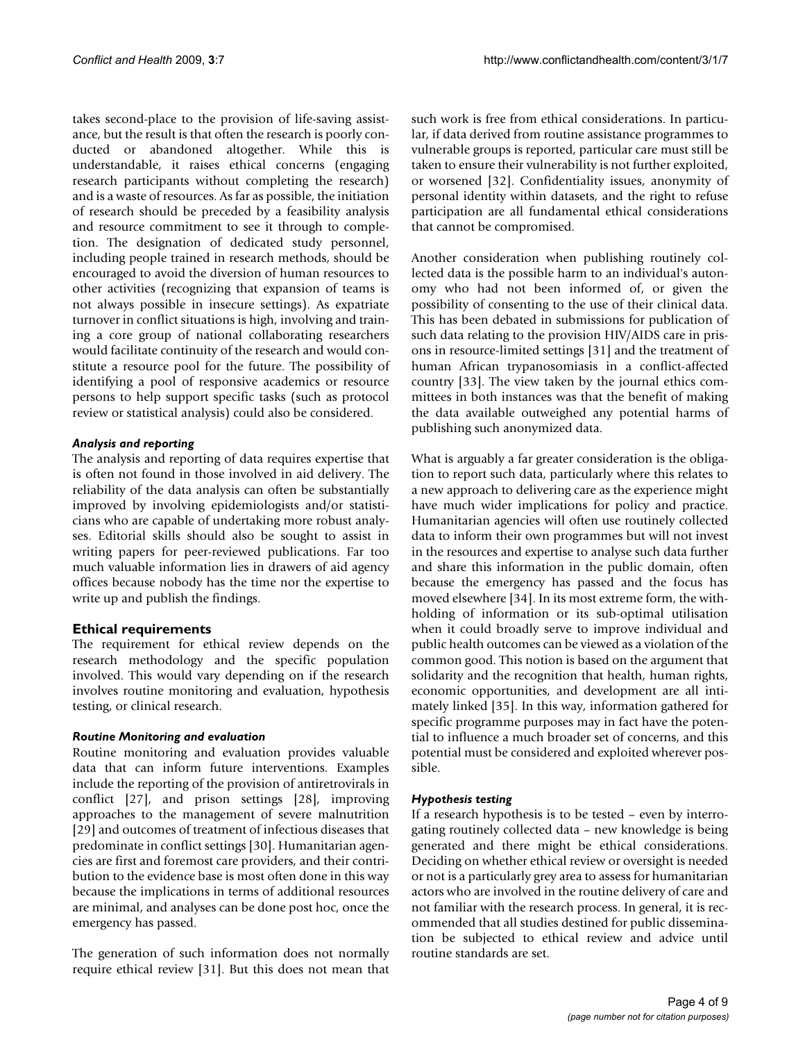takes second-place to the provision of life-saving assistance, but the result is that often the research is poorly conducted or abandoned altogether. While this is understandable, it raises ethical concerns (engaging research participants without completing the research) and is a waste of resources. As far as possible, the initiation of research should be preceded by a feasibility analysis and resource commitment to see it through to completion. The designation of dedicated study personnel, including people trained in research methods, should be encouraged to avoid the diversion of human resources to other activities (recognizing that expansion of teams is not always possible in insecure settings). As expatriate turnover in conflict situations is high, involving and training a core group of national collaborating researchers would facilitate continuity of the research and would constitute a resource pool for the future. The possibility of identifying a pool of responsive academics or resource persons to help support specific tasks (such as protocol review or statistical analysis) could also be considered.

### *Analysis and reporting*

The analysis and reporting of data requires expertise that is often not found in those involved in aid delivery. The reliability of the data analysis can often be substantially improved by involving epidemiologists and/or statisticians who are capable of undertaking more robust analyses. Editorial skills should also be sought to assist in writing papers for peer-reviewed publications. Far too much valuable information lies in drawers of aid agency offices because nobody has the time nor the expertise to write up and publish the findings.

## Ethical requirements

The requirement for ethical review depends on the research methodology and the specific population involved. This would vary depending on if the research involves routine monitoring and evaluation, hypothesis testing, or clinical research.

### *Routine Monitoring and evaluation*

Routine monitoring and evaluation provides valuable data that can inform future interventions. Examples include the reporting of the provision of antiretrovirals in conflict [27], and prison settings [28], improving approaches to the management of severe malnutrition [29] and outcomes of treatment of infectious diseases that predominate in conflict settings [30]. Humanitarian agencies are first and foremost care providers, and their contribution to the evidence base is most often done in this way because the implications in terms of additional resources are minimal, and analyses can be done post hoc, once the emergency has passed.

The generation of such information does not normally require ethical review [31]. But this does not mean that such work is free from ethical considerations. In particular, if data derived from routine assistance programmes to vulnerable groups is reported, particular care must still be taken to ensure their vulnerability is not further exploited, or worsened [32]. Confidentiality issues, anonymity of personal identity within datasets, and the right to refuse participation are all fundamental ethical considerations that cannot be compromised.

Another consideration when publishing routinely collected data is the possible harm to an individual's autonomy who had not been informed of, or given the possibility of consenting to the use of their clinical data. This has been debated in submissions for publication of such data relating to the provision HIV/AIDS care in prisons in resource-limited settings [31] and the treatment of human African trypanosomiasis in a conflict-affected country [33]. The view taken by the journal ethics committees in both instances was that the benefit of making the data available outweighed any potential harms of publishing such anonymized data.

What is arguably a far greater consideration is the obligation to report such data, particularly where this relates to a new approach to delivering care as the experience might have much wider implications for policy and practice. Humanitarian agencies will often use routinely collected data to inform their own programmes but will not invest in the resources and expertise to analyse such data further and share this information in the public domain, often because the emergency has passed and the focus has moved elsewhere [34]. In its most extreme form, the withholding of information or its sub-optimal utilisation when it could broadly serve to improve individual and public health outcomes can be viewed as a violation of the common good. This notion is based on the argument that solidarity and the recognition that health, human rights, economic opportunities, and development are all intimately linked [35]. In this way, information gathered for specific programme purposes may in fact have the potential to influence a much broader set of concerns, and this potential must be considered and exploited wherever possible.

### *Hypothesis testing*

If a research hypothesis is to be tested – even by interrogating routinely collected data – new knowledge is being generated and there might be ethical considerations. Deciding on whether ethical review or oversight is needed or not is a particularly grey area to assess for humanitarian actors who are involved in the routine delivery of care and not familiar with the research process. In general, it is recommended that all studies destined for public dissemination be subjected to ethical review and advice until routine standards are set.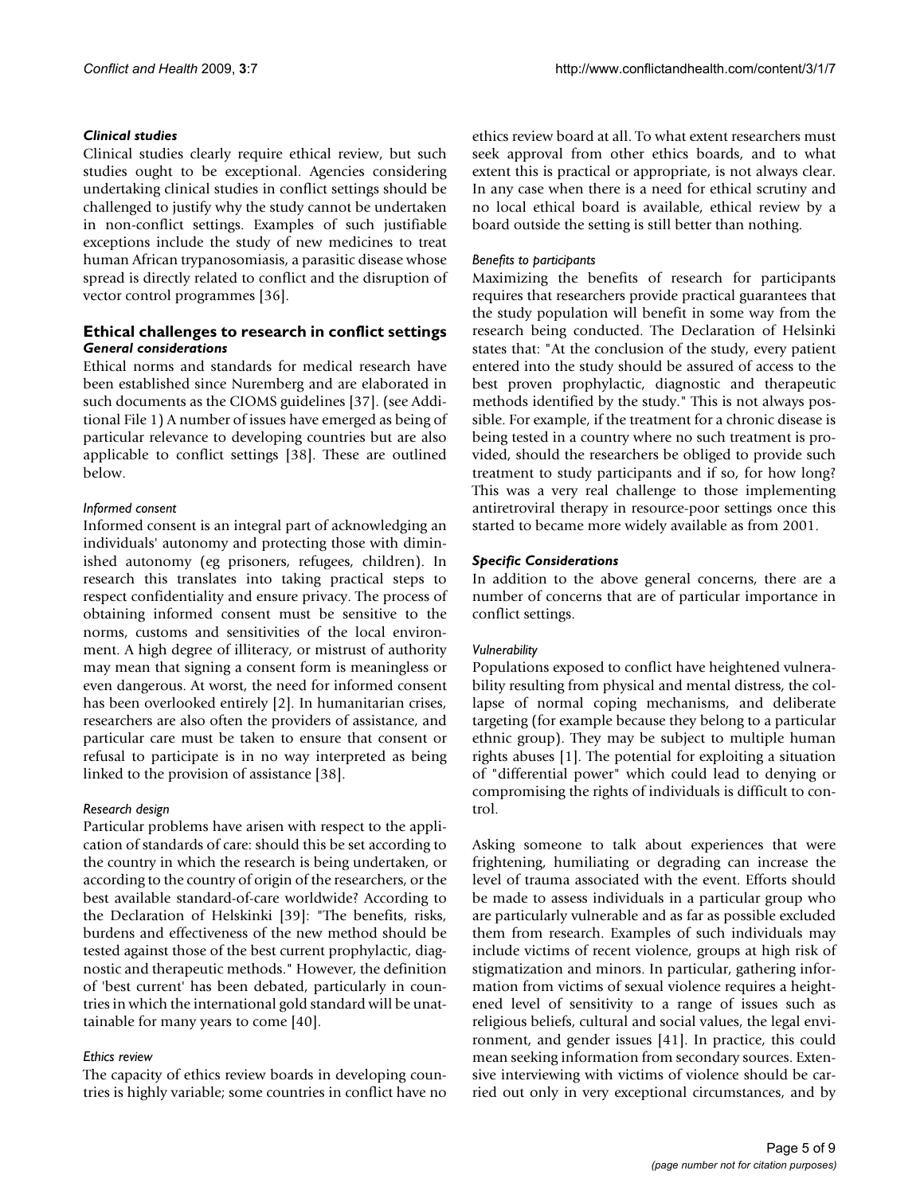*Clinical studies*

Clinical studies clearly require ethical review, but such studies ought to be exceptional. Agencies considering undertaking clinical studies in conflict settings should be challenged to justify why the study cannot be undertaken in non-conflict settings. Examples of such justifiable exceptions include the study of new medicines to treat human African trypanosomiasis, a parasitic disease whose spread is directly related to conflict and the disruption of vector control programmes [36].

## Ethical challenges to research in conflict settings

### *General considerations*

Ethical norms and standards for medical research have been established since Nuremberg and are elaborated in such documents as the CIOMS guidelines [37]. (see Additional File 1) A number of issues have emerged as being of particular relevance to developing countries but are also applicable to conflict settings [38]. These are outlined below.

*Informed consent*

Informed consent is an integral part of acknowledging an individuals' autonomy and protecting those with diminished autonomy (eg prisoners, refugees, children). In research this translates into taking practical steps to respect confidentiality and ensure privacy. The process of obtaining informed consent must be sensitive to the norms, customs and sensitivities of the local environment. A high degree of illiteracy, or mistrust of authority may mean that signing a consent form is meaningless or even dangerous. At worst, the need for informed consent has been overlooked entirely [2]. In humanitarian crises, researchers are also often the providers of assistance, and particular care must be taken to ensure that consent or refusal to participate is in no way interpreted as being linked to the provision of assistance [38].

*Research design*

Particular problems have arisen with respect to the application of standards of care: should this be set according to the country in which the research is being undertaken, or according to the country of origin of the researchers, or the best available standard-of-care worldwide? According to the Declaration of Helsinki [39]: "The benefits, risks, burdens and effectiveness of the new method should be tested against those of the best current prophylactic, diagnostic and therapeutic methods." However, the definition of 'best current' has been debated, particularly in countries in which the international gold standard will be unattainable for many years to come [40].

*Ethics review*

The capacity of ethics review boards in developing countries is highly variable; some countries in conflict have no ethics review board at all. To what extent researchers must seek approval from other ethics boards, and to what extent this is practical or appropriate, is not always clear. In any case when there is a need for ethical scrutiny and no local ethical board is available, ethical review by a board outside the setting is still better than nothing.

*Benefits to participants*

Maximizing the benefits of research for participants requires that researchers provide practical guarantees that the study population will benefit in some way from the research being conducted. The Declaration of Helsinki states that: "At the conclusion of the study, every patient entered into the study should be assured of access to the best proven prophylactic, diagnostic and therapeutic methods identified by the study." This is not always possible. For example, if the treatment for a chronic disease is being tested in a country where no such treatment is provided, should the researchers be obliged to provide such treatment to study participants and if so, for how long? This was a very real challenge to those implementing antiretroviral therapy in resource-poor settings once this started to became more widely available as from 2001.

### *Specific Considerations*

In addition to the above general concerns, there are a number of concerns that are of particular importance in conflict settings.

*Vulnerability*

Populations exposed to conflict have heightened vulnerability resulting from physical and mental distress, the collapse of normal coping mechanisms, and deliberate targeting (for example because they belong to a particular ethnic group). They may be subject to multiple human rights abuses [1]. The potential for exploiting a situation of "differential power" which could lead to denying or compromising the rights of individuals is difficult to control.

Asking someone to talk about experiences that were frightening, humiliating or degrading can increase the level of trauma associated with the event. Efforts should be made to assess individuals in a particular group who are particularly vulnerable and as far as possible excluded them from research. Examples of such individuals may include victims of recent violence, groups at high risk of stigmatization and minors. In particular, gathering information from victims of sexual violence requires a heightened level of sensitivity to a range of issues such as religious beliefs, cultural and social values, the legal environment, and gender issues [41]. In practice, this could mean seeking information from secondary sources. Extensive interviewing with victims of violence should be carried out only in very exceptional circumstances, and by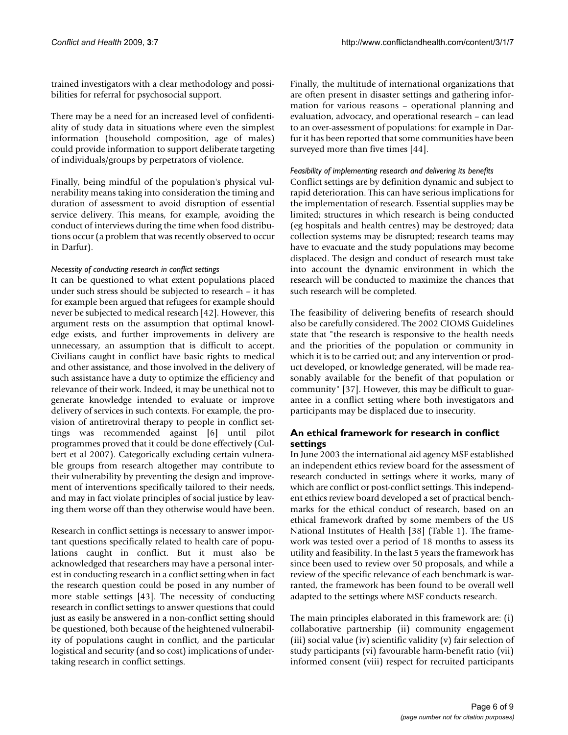trained investigators with a clear methodology and possibilities for referral for psychosocial support.

There may be a need for an increased level of confidentiality of study data in situations where even the simplest information (household composition, age of males) could provide information to support deliberate targeting of individuals/groups by perpetrators of violence.

Finally, being mindful of the population's physical vulnerability means taking into consideration the timing and duration of assessment to avoid disruption of essential service delivery. This means, for example, avoiding the conduct of interviews during the time when food distributions occur (a problem that was recently observed to occur in Darfur).

#### *Necessity of conducting research in conflict settings*

It can be questioned to what extent populations placed under such stress should be subjected to research – it has for example been argued that refugees for example should never be subjected to medical research [42]. However, this argument rests on the assumption that optimal knowledge exists, and further improvements in delivery are unnecessary, an assumption that is difficult to accept. Civilians caught in conflict have basic rights to medical and other assistance, and those involved in the delivery of such assistance have a duty to optimize the efficiency and relevance of their work. Indeed, it may be unethical not to generate knowledge intended to evaluate or improve delivery of services in such contexts. For example, the provision of antiretroviral therapy to people in conflict settings was recommended against [6] until pilot programmes proved that it could be done effectively (Culbert et al 2007). Categorically excluding certain vulnerable groups from research altogether may contribute to their vulnerability by preventing the design and improvement of interventions specifically tailored to their needs, and may in fact violate principles of social justice by leaving them worse off than they otherwise would have been.

Research in conflict settings is necessary to answer important questions specifically related to health care of populations caught in conflict. But it must also be acknowledged that researchers may have a personal interest in conducting research in a conflict setting when in fact the research question could be posed in any number of more stable settings [43]. The necessity of conducting research in conflict settings to answer questions that could just as easily be answered in a non-conflict setting should be questioned, both because of the heightened vulnerability of populations caught in conflict, and the particular logistical and security (and so cost) implications of undertaking research in conflict settings.

Finally, the multitude of international organizations that are often present in disaster settings and gathering information for various reasons – operational planning and evaluation, advocacy, and operational research – can lead to an over-assessment of populations: for example in Darfur it has been reported that some communities have been surveyed more than five times [44].

#### *Feasibility of implementing research and delivering its benefits*

Conflict settings are by definition dynamic and subject to rapid deterioration. This can have serious implications for the implementation of research. Essential supplies may be limited; structures in which research is being conducted (eg hospitals and health centres) may be destroyed; data collection systems may be disrupted; research teams may have to evacuate and the study populations may become displaced. The design and conduct of research must take into account the dynamic environment in which the research will be conducted to maximize the chances that such research will be completed.

The feasibility of delivering benefits of research should also be carefully considered. The 2002 CIOMS Guidelines state that "the research is responsive to the health needs and the priorities of the population or community in which it is to be carried out; and any intervention or product developed, or knowledge generated, will be made reasonably available for the benefit of that population or community" [37]. However, this may be difficult to guarantee in a conflict setting where both investigators and participants may be displaced due to insecurity.

### An ethical framework for research in conflict settings

In June 2003 the international aid agency MSF established an independent ethics review board for the assessment of research conducted in settings where it works, many of which are conflict or post-conflict settings. This independent ethics review board developed a set of practical benchmarks for the ethical conduct of research, based on an ethical framework drafted by some members of the US National Institutes of Health [38] (Table 1). The framework was tested over a period of 18 months to assess its utility and feasibility. In the last 5 years the framework has since been used to review over 50 proposals, and while a review of the specific relevance of each benchmark is warranted, the framework has been found to be overall well adapted to the settings where MSF conducts research.

The main principles elaborated in this framework are: (i) collaborative partnership (ii) community engagement (iii) social value (iv) scientific validity (v) fair selection of study participants (vi) favourable harm-benefit ratio (vii) informed consent (viii) respect for recruited participants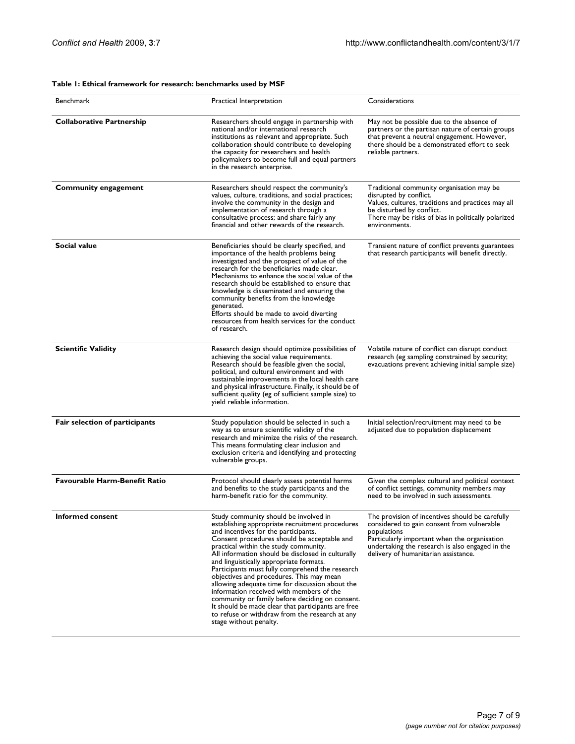**Table 1: Ethical framework for research: benchmarks used by MSF**

| Benchmark | Practical Interpretation | Considerations |
|---|---|---|
| **Collaborative Partnership** | Researchers should engage in partnership with national and/or international research institutions as relevant and appropriate. Such collaboration should contribute to developing the capacity for researchers and health policymakers to become full and equal partners in the research enterprise. | May not be possible due to the absence of partners or the partisan nature of certain groups that prevent a neutral engagement. However, there should be a demonstrated effort to seek reliable partners. |
| **Community engagement** | Researchers should respect the community's values, culture, traditions, and social practices; involve the community in the design and implementation of research through a consultative process; and share fairly any financial and other rewards of the research. | Traditional community organisation may be disrupted by conflict. Values, cultures, traditions and practices may all be disturbed by conflict. There may be risks of bias in politically polarized environments. |
| **Social value** | Beneficiaries should be clearly specified, and importance of the health problems being investigated and the prospect of value of the research for the beneficiaries made clear. Mechanisms to enhance the social value of the research should be established to ensure that knowledge is disseminated and ensuring the community benefits from the knowledge generated. Efforts should be made to avoid diverting resources from health services for the conduct of research. | Transient nature of conflict prevents guarantees that research participants will benefit directly. |
| **Scientific Validity** | Research design should optimize possibilities of achieving the social value requirements. Research should be feasible given the social, political, and cultural environment and with sustainable improvements in the local health care and physical infrastructure. Finally, it should be of sufficient quality (eg of sufficient sample size) to yield reliable information. | Volatile nature of conflict can disrupt conduct research (eg sampling constrained by security; evacuations prevent achieving initial sample size) |
| **Fair selection of participants** | Study population should be selected in such a way as to ensure scientific validity of the research and minimize the risks of the research. This means formulating clear inclusion and exclusion criteria and identifying and protecting vulnerable groups. | Initial selection/recruitment may need to be adjusted due to population displacement |
| **Favourable Harm-Benefit Ratio** | Protocol should clearly assess potential harms and benefits to the study participants and the harm-benefit ratio for the community. | Given the complex cultural and political context of conflict settings, community members may need to be involved in such assessments. |
| **Informed consent** | Study community should be involved in establishing appropriate recruitment procedures and incentives for the participants. Consent procedures should be acceptable and practical within the study community. All information should be disclosed in culturally and linguistically appropriate formats. Participants must fully comprehend the research objectives and procedures. This may mean allowing adequate time for discussion about the information received with members of the community or family before deciding on consent. It should be made clear that participants are free to refuse or withdraw from the research at any stage without penalty. | The provision of incentives should be carefully considered to gain consent from vulnerable populations Particularly important when the organisation undertaking the research is also engaged in the delivery of humanitarian assistance. |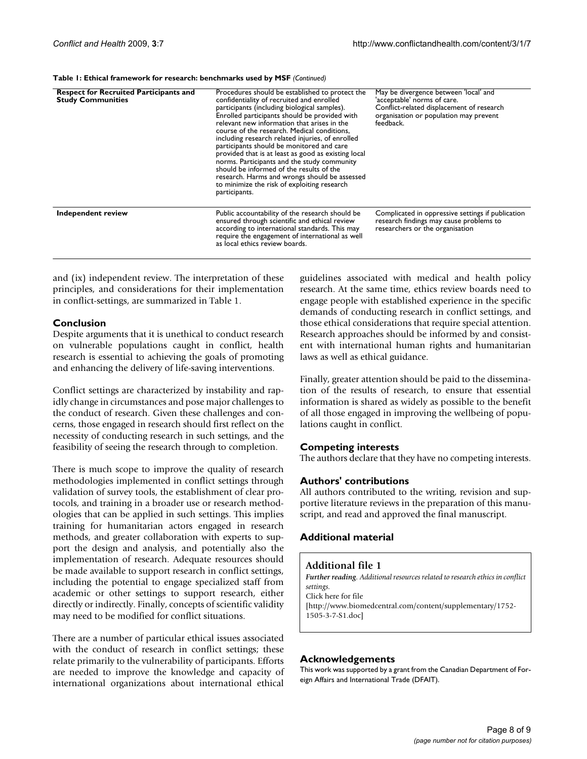**Table 1: Ethical framework for research: benchmarks used by MSF** *(Continued)*

| | | |
|---|---|---|
| **Respect for Recruited Participants and Study Communities** | Procedures should be established to protect the confidentiality of recruited and enrolled participants (including biological samples). Enrolled participants should be provided with relevant new information that arises in the course of the research. Medical conditions, including research related injuries, of enrolled participants should be monitored and care provided that is at least as good as existing local norms. Participants and the study community should be informed of the results of the research. Harms and wrongs should be assessed to minimize the risk of exploiting research participants. | May be divergence between 'local' and 'acceptable' norms of care. Conflict-related displacement of research organisation or population may prevent feedback. |
| **Independent review** | Public accountability of the research should be ensured through scientific and ethical review according to international standards. This may require the engagement of international as well as local ethics review boards. | Complicated in oppressive settings if publication research findings may cause problems to researchers or the organisation |

and (ix) independent review. The interpretation of these principles, and considerations for their implementation in conflict-settings, are summarized in Table 1.

## Conclusion

Despite arguments that it is unethical to conduct research on vulnerable populations caught in conflict, health research is essential to achieving the goals of promoting and enhancing the delivery of life-saving interventions.

Conflict settings are characterized by instability and rapidly change in circumstances and pose major challenges to the conduct of research. Given these challenges and concerns, those engaged in research should first reflect on the necessity of conducting research in such settings, and the feasibility of seeing the research through to completion.

There is much scope to improve the quality of research methodologies implemented in conflict settings through validation of survey tools, the establishment of clear protocols, and training in a broader use or research methodologies that can be applied in such settings. This implies training for humanitarian actors engaged in research methods, and greater collaboration with experts to support the design and analysis, and potentially also the implementation of research. Adequate resources should be made available to support research in conflict settings, including the potential to engage specialized staff from academic or other settings to support research, either directly or indirectly. Finally, concepts of scientific validity may need to be modified for conflict situations.

There are a number of particular ethical issues associated with the conduct of research in conflict settings; these relate primarily to the vulnerability of participants. Efforts are needed to improve the knowledge and capacity of international organizations about international ethical guidelines associated with medical and health policy research. At the same time, ethics review boards need to engage people with established experience in the specific demands of conducting research in conflict settings, and those ethical considerations that require special attention. Research approaches should be informed by and consistent with international human rights and humanitarian laws as well as ethical guidance.

Finally, greater attention should be paid to the dissemination of the results of research, to ensure that essential information is shared as widely as possible to the benefit of all those engaged in improving the wellbeing of populations caught in conflict.

## Competing interests

The authors declare that they have no competing interests.

## Authors' contributions

All authors contributed to the writing, revision and supportive literature reviews in the preparation of this manuscript, and read and approved the final manuscript.

## Additional material

**Additional file 1**

***Further reading**. Additional resources related to research ethics in conflict settings.*

Click here for file

[http://www.biomedcentral.com/content/supplementary/1752-1505-3-7-S1.doc]

## Acknowledgements

This work was supported by a grant from the Canadian Department of Foreign Affairs and International Trade (DFAIT).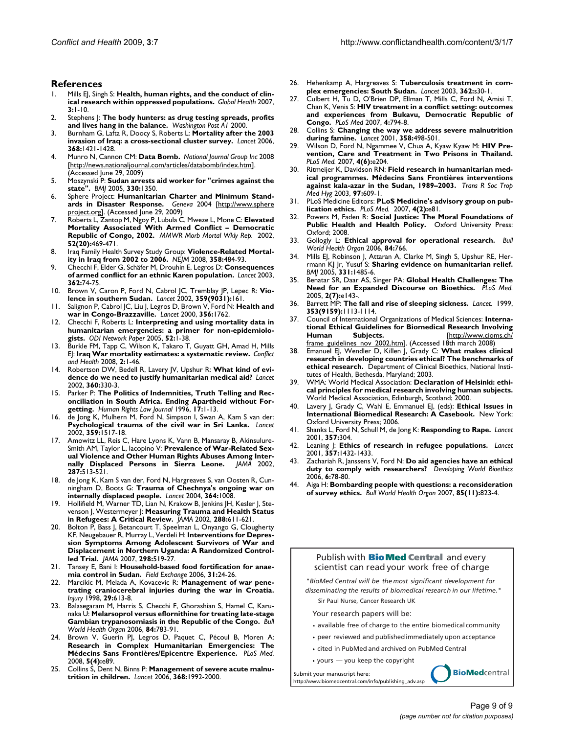## References

1. Mills EJ, Singh S: **Health, human rights, and the conduct of clinical research within oppressed populations.** *Global Health* 2007, **3:**1-10.
2. Stephens J: **The body hunters: as drug testing spreads, profits and lives hang in the balance.** *Washington Post A1* 2000.
3. Burnham G, Lafta R, Doocy S, Roberts L: **Mortality after the 2003 invasion of Iraq: a cross-sectional cluster survey.** *Lancet* 2006, **368:**1421-1428.
4. Munro N, Cannon CM: **Data Bomb.** *National Journal Group Inc* 2008 [http://news.nationaljournal.com/articles/databomb/index.htm]. (Accessed June 29, 2009)
5. Moszynski P: **Sudan arrests aid worker for "crimes against the state".** *BMJ* 2005, **330:**1350.
6. Sphere Project: **Humanitarian Charter and Minimum Standards in Disaster Response.** *Geneva* 2004 [http://www.sphereproject.org]. (Accessed June 29, 2009)
7. Roberts L, Zantop M, Ngoy P, Lubula C, Mweze L, Mone C: **Elevated Mortality Associated With Armed Conflict – Democratic Republic of Congo, 2002.** *MMWR Morb Mortal Wkly Rep.* 2002, **52(20):**469-471.
8. Iraq Family Health Survey Study Group: **Violence-Related Mortality in Iraq from 2002 to 2006.** *NEJM* 2008, **358:**484-93.
9. Checchi F, Elder G, Schäfer M, Drouhin E, Legros D: **Consequences of armed conflict for an ethnic Karen population.** *Lancet* 2003, **362:**74-75.
10. Brown V, Caron P, Ford N, Cabrol JC, Tremblay JP, Lepec R: **Violence in southern Sudan.** *Lancet* 2002, **359(9031):**161.
11. Salignon P, Cabrol JC, Liu J, Legros D, Brown V, Ford N: **Health and war in Congo-Brazzaville.** *Lancet* 2000, **356:**1762.
12. Checchi F, Roberts L: **Interpreting and using mortality data in humanitarian emergencies: a primer for non-epidemiologists.** *ODI Network Paper* 2005, **52:**1-38.
13. Burkle FM, Tapp C, Wilson K, Takaro T, Guyatt GH, Amad H, Mills EJ: **Iraq War mortality estimates: a systematic review.** *Conflict and Health* 2008, **2:**1-46.
14. Robertson DW, Bedell R, Lavery JV, Upshur R: **What kind of evidence do we need to justify humanitarian medical aid?** *Lancet* 2002, **360:**330-3.
15. Parker P: **The Politics of Indemnities, Truth Telling and Reconciliation in South Africa. Ending Apartheid without Forgetting.** *Human Rights Law Journal* 1996, **17:**1-13.
16. de Jong K, Mulhern M, Ford N, Simpson I, Swan A, Kam S van der: **Psychological trauma of the civil war in Sri Lanka.** *Lancet* 2002, **359:**1517-18.
17. Amowitz LL, Reis C, Hare Lyons K, Vann B, Mansaray B, Akinsulure-Smith AM, Taylor L, Iacopino V: **Prevalence of War-Related Sexual Violence and Other Human Rights Abuses Among Internally Displaced Persons in Sierra Leone.** *JAMA* 2002, **287:**513-521.
18. de Jong K, Kam S van der, Ford N, Hargreaves S, van Oosten R, Cunningham D, Boots G: **Trauma of Chechnya's ongoing war on internally displaced people.** *Lancet* 2004, **364:**1008.
19. Hollifield M, Warner TD, Lian N, Krakow B, Jenkins JH, Kesler J, Stevenson J, Westermeyer J: **Measuring Trauma and Health Status in Refugees: A Critical Review.** *JAMA* 2002, **288:**611-621.
20. Bolton P, Bass J, Betancourt T, Speelman L, Onyango G, Clougherty KF, Neugebauer R, Murray L, Verdeli H: **Interventions for Depression Symptoms Among Adolescent Survivors of War and Displacement in Northern Uganda: A Randomized Controlled Trial.** *JAMA* 2007, **298:**519-27.
21. Tansey E, Bani I: **Household-based food fortification for anaemia control in Sudan.** *Field Exchange* 2006, **31:**24-26.
22. Marcikic M, Melada A, Kovacevic R: **Management of war penetrating craniocerebral injuries during the war in Croatia.** *Injury* 1998, **29:**613-8.
23. Balasegaram M, Harris S, Checchi F, Ghorashian S, Hamel C, Karunaka U: **Melarsoprol versus eflornithine for treating late-stage Gambian trypanosomiasis in the Republic of the Congo.** *Bull World Health Organ* 2006, **84:**783-91.
24. Brown V, Guerin PJ, Legros D, Paquet C, Pécoul B, Moren A: **Research in Complex Humanitarian Emergencies: The Médecins Sans Frontières/Epicentre Experience.** *PLoS Med.* 2008, **5(4):**e89.
25. Collins S, Dent N, Binns P: **Management of severe acute malnutrition in children.** *Lancet* 2006, **368:**1992-2000.
26. Hehenkamp A, Hargreaves S: **Tuberculosis treatment in complex emergencies: South Sudan.** *Lancet* 2003, **362:**s30-1.
27. Culbert H, Tu D, O'Brien DP, Ellman T, Mills C, Ford N, Amisi T, Chan K, Venis S: **HIV treatment in a conflict setting: outcomes and experiences from Bukavu, Democratic Republic of Congo.** *PLoS Med* 2007, **4:**794-8.
28. Collins S: **Changing the way we address severe malnutrition during famine.** *Lancet* 2001, **358:**498-501.
29. Wilson D, Ford N, Ngammee V, Chua A, Kyaw Kyaw M: **HIV Prevention, Care and Treatment in Two Prisons in Thailand.** *PLoS Med.* 2007, **4(6):**e204.
30. Ritmeijer K, Davidson RN: **Field research in humanitarian medical programmes. Médecins Sans Frontières interventions against kala-azar in the Sudan, 1989–2003.** *Trans R Soc Trop Med Hyg* 2003, **97:**609-1.
31. PLoS Medicine Editors: **PLoS Medicine's advisory group on publication ethics.** *PLoS Med.* 2007, **4(2):**e81.
32. Powers M, Faden R: **Social Justice: The Moral Foundations of Public Health and Health Policy.** Oxford University Press: Oxford; 2008.
33. Gollogly L: **Ethical approval for operational research.** *Bull World Health Organ* 2006, **84:**766.
34. Mills EJ, Robinson J, Attaran A, Clarke M, Singh S, Upshur RE, Herrmann KJ Jr, Yusuf S: **Sharing evidence on humanitarian relief.** *BMJ* 2005, **331:**1485-6.
35. Benatar SR, Daar AS, Singer PA: **Global Health Challenges: The Need for an Expanded Discourse on Bioethics.** *PLoS Med.* 2005, **2(7):**e143-.
36. Barrett MP: **The fall and rise of sleeping sickness.** *Lancet.* 1999, **353(9159):**1113-1114.
37. Council of International Organizations of Medical Sciences: **International Ethical Guidelines for Biomedical Research Involving Human Subjects.** [http://www.cioms.ch/frame_guidelines_nov_2002.htm]. (Accessed 18th march 2008)
38. Emanuel EJ, Wendler D, Killen J, Grady C: **What makes clinical research in developing countries ethical? The benchmarks of ethical research.** Department of Clinical Bioethics, National Institutes of Health, Bethesda, Maryland; 2003.
39. WMA: World Medical Association: **Declaration of Helsinki: ethical principles for medical research involving human subjects.** World Medical Association, Edinburgh, Scotland; 2000.
40. Lavery J, Grady C, Wahl E, Emmanuel EJ, (eds): **Ethical Issues in International Biomedical Research: A Casebook.** New York: Oxford University Press; 2006.
41. Shanks L, Ford N, Schull M, de Jong K: **Responding to Rape.** *Lancet* 2001, **357:**304.
42. Leaning J: **Ethics of research in refugee populations.** *Lancet* 2001, **357:**1432-1433.
43. Zachariah R, Janssens V, Ford N: **Do aid agencies have an ethical duty to comply with researchers?** *Developing World Bioethics* 2006, **6:**78-80.
44. Aiga H: **Bombarding people with questions: a reconsideration of survey ethics.** *Bull World Health Organ* 2007, **85(11):**823-4.

Publish with **BioMed Central** and every scientist can read your work free of charge

*"BioMed Central will be the most significant development for disseminating the results of biomedical research in our lifetime."*

Sir Paul Nurse, Cancer Research UK

Your research papers will be:

- available free of charge to the entire biomedical community
- peer reviewed and published immediately upon acceptance
- cited in PubMed and archived on PubMed Central
- yours — you keep the copyright

Submit your manuscript here:
http://www.biomedcentral.com/info/publishing_adv.asp

BioMedcentral